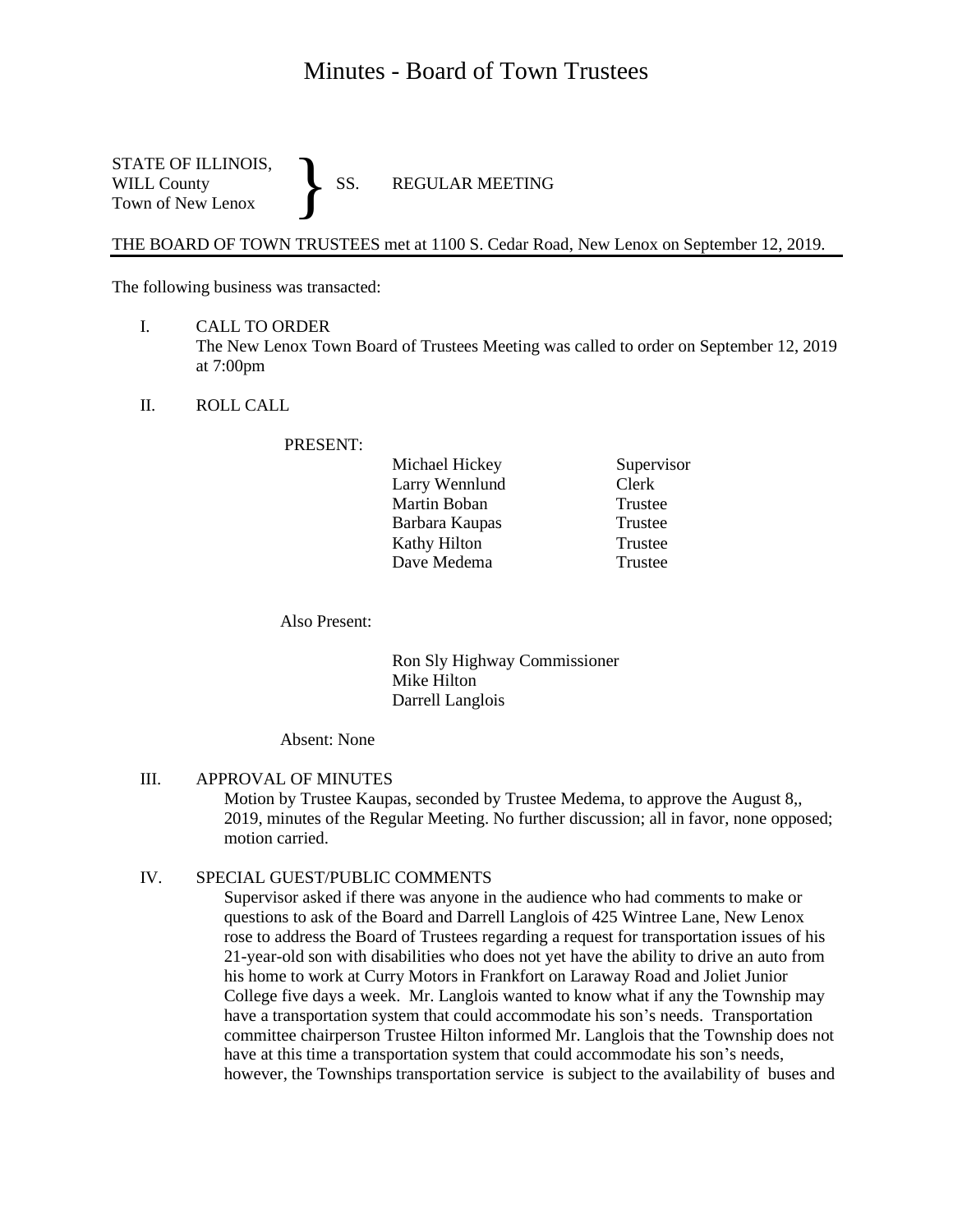# Minutes - Board of Town Trustees

STATE OF ILLINOIS,
WILL County
Town of New Lenox

} SS. REGULAR MEETING

THE BOARD OF TOWN TRUSTEES met at 1100 S. Cedar Road, New Lenox on September 12, 2019.

The following business was transacted:

I. CALL TO ORDER
The New Lenox Town Board of Trustees Meeting was called to order on September 12, 2019 at 7:00pm

II. ROLL CALL

PRESENT:

| | |
|---|---|
| Michael Hickey | Supervisor |
| Larry Wennlund | Clerk |
| Martin Boban | Trustee |
| Barbara Kaupas | Trustee |
| Kathy Hilton | Trustee |
| Dave Medema | Trustee |

Also Present:

Ron Sly Highway Commissioner
Mike Hilton
Darrell Langlois

Absent: None

III. APPROVAL OF MINUTES
Motion by Trustee Kaupas, seconded by Trustee Medema, to approve the August 8,, 2019, minutes of the Regular Meeting. No further discussion; all in favor, none opposed; motion carried.

IV. SPECIAL GUEST/PUBLIC COMMENTS
Supervisor asked if there was anyone in the audience who had comments to make or questions to ask of the Board and Darrell Langlois of 425 Wintree Lane, New Lenox rose to address the Board of Trustees regarding a request for transportation issues of his 21-year-old son with disabilities who does not yet have the ability to drive an auto from his home to work at Curry Motors in Frankfort on Laraway Road and Joliet Junior College five days a week. Mr. Langlois wanted to know what if any the Township may have a transportation system that could accommodate his son's needs. Transportation committee chairperson Trustee Hilton informed Mr. Langlois that the Township does not have at this time a transportation system that could accommodate his son's needs, however, the Townships transportation service is subject to the availability of buses and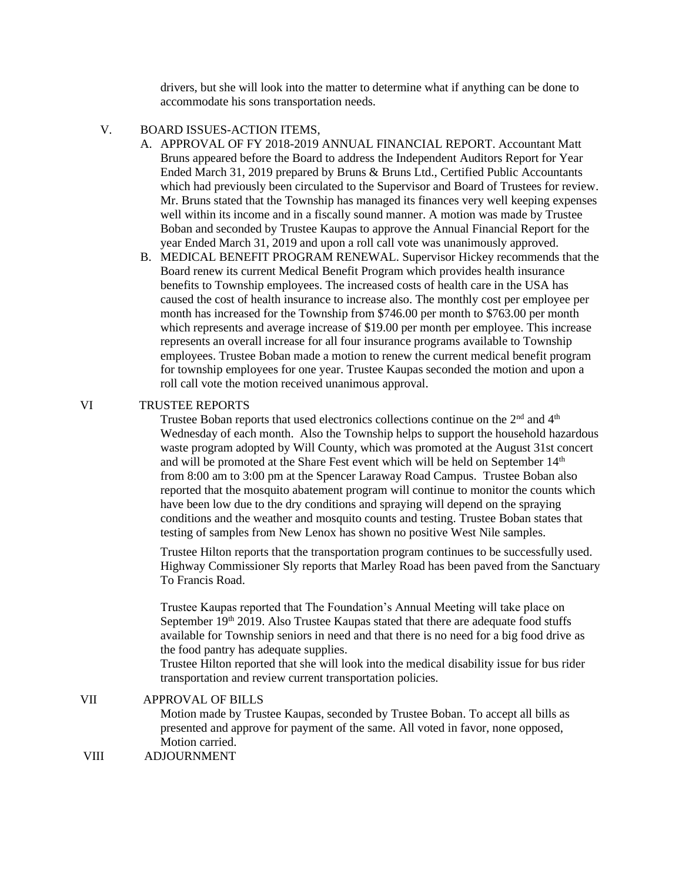drivers, but she will look into the matter to determine what if anything can be done to accommodate his sons transportation needs.

V. BOARD ISSUES-ACTION ITEMS,

A. APPROVAL OF FY 2018-2019 ANNUAL FINANCIAL REPORT. Accountant Matt Bruns appeared before the Board to address the Independent Auditors Report for Year Ended March 31, 2019 prepared by Bruns & Bruns Ltd., Certified Public Accountants which had previously been circulated to the Supervisor and Board of Trustees for review. Mr. Bruns stated that the Township has managed its finances very well keeping expenses well within its income and in a fiscally sound manner. A motion was made by Trustee Boban and seconded by Trustee Kaupas to approve the Annual Financial Report for the year Ended March 31, 2019 and upon a roll call vote was unanimously approved.

B. MEDICAL BENEFIT PROGRAM RENEWAL. Supervisor Hickey recommends that the Board renew its current Medical Benefit Program which provides health insurance benefits to Township employees. The increased costs of health care in the USA has caused the cost of health insurance to increase also. The monthly cost per employee per month has increased for the Township from $746.00 per month to $763.00 per month which represents and average increase of $19.00 per month per employee. This increase represents an overall increase for all four insurance programs available to Township employees. Trustee Boban made a motion to renew the current medical benefit program for township employees for one year. Trustee Kaupas seconded the motion and upon a roll call vote the motion received unanimous approval.

VI TRUSTEE REPORTS

Trustee Boban reports that used electronics collections continue on the 2nd and 4th Wednesday of each month. Also the Township helps to support the household hazardous waste program adopted by Will County, which was promoted at the August 31st concert and will be promoted at the Share Fest event which will be held on September 14th from 8:00 am to 3:00 pm at the Spencer Laraway Road Campus. Trustee Boban also reported that the mosquito abatement program will continue to monitor the counts which have been low due to the dry conditions and spraying will depend on the spraying conditions and the weather and mosquito counts and testing. Trustee Boban states that testing of samples from New Lenox has shown no positive West Nile samples.

Trustee Hilton reports that the transportation program continues to be successfully used. Highway Commissioner Sly reports that Marley Road has been paved from the Sanctuary To Francis Road.

Trustee Kaupas reported that The Foundation's Annual Meeting will take place on September 19th 2019. Also Trustee Kaupas stated that there are adequate food stuffs available for Township seniors in need and that there is no need for a big food drive as the food pantry has adequate supplies.
Trustee Hilton reported that she will look into the medical disability issue for bus rider transportation and review current transportation policies.

VII APPROVAL OF BILLS

Motion made by Trustee Kaupas, seconded by Trustee Boban. To accept all bills as presented and approve for payment of the same. All voted in favor, none opposed, Motion carried.

VIII ADJOURNMENT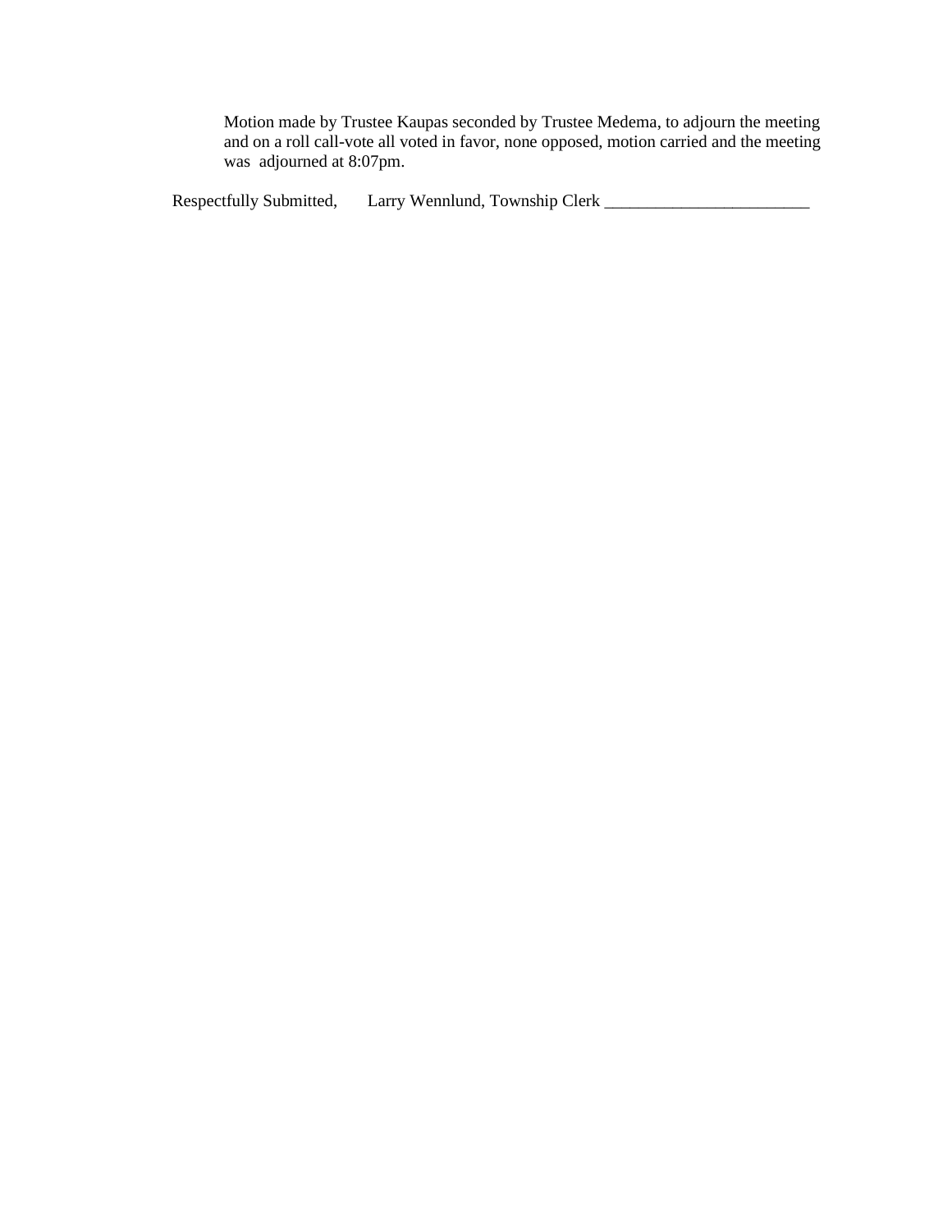Motion made by Trustee Kaupas seconded by Trustee Medema, to adjourn the meeting and on a roll call-vote all voted in favor, none opposed, motion carried and the meeting was adjourned at 8:07pm.

Respectfully Submitted,       Larry Wennlund, Township Clerk ________________________